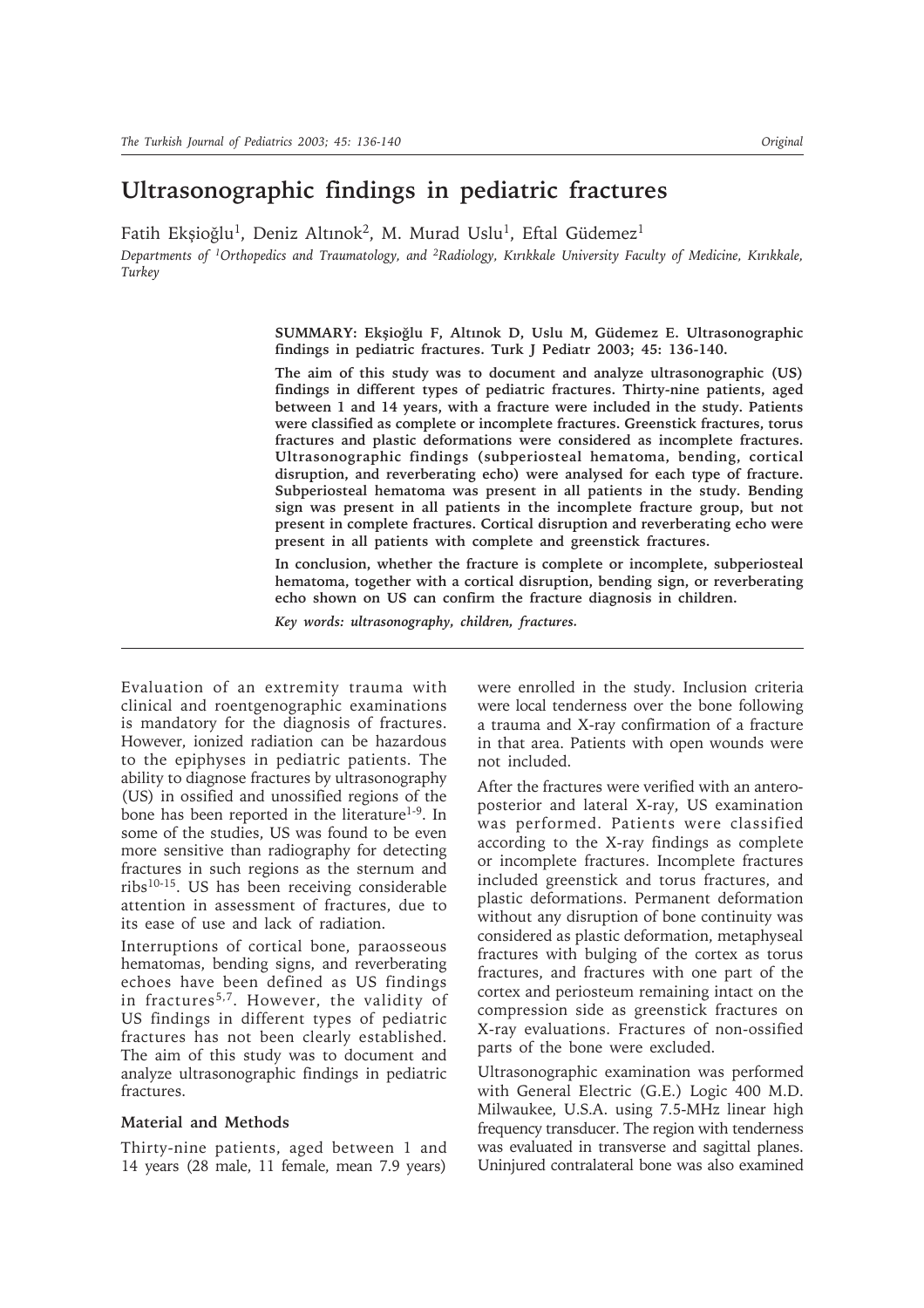# Ultrasonographic findings in pediatric fractures

Fatih Ekşioğlu[1], Deniz Altınok[2], M. Murad Uslu[1], Eftal Güdemez[1]

*Departments of [1]Orthopedics and Traumatology, and [2]Radiology, Kırıkkale University Faculty of Medicine, Kırıkkale, Turkey*

**SUMMARY: Ekşioğlu F, Altınok D, Uslu M, Güdemez E. Ultrasonographic findings in pediatric fractures. Turk J Pediatr 2003; 45: 136-140.**

**The aim of this study was to document and analyze ultrasonographic (US) findings in different types of pediatric fractures. Thirty-nine patients, aged between 1 and 14 years, with a fracture were included in the study. Patients were classified as complete or incomplete fractures. Greenstick fractures, torus fractures and plastic deformations were considered as incomplete fractures. Ultrasonographic findings (subperiosteal hematoma, bending, cortical disruption, and reverberating echo) were analysed for each type of fracture. Subperiosteal hematoma was present in all patients in the study. Bending sign was present in all patients in the incomplete fracture group, but not present in complete fractures. Cortical disruption and reverberating echo were present in all patients with complete and greenstick fractures.**

**In conclusion, whether the fracture is complete or incomplete, subperiosteal hematoma, together with a cortical disruption, bending sign, or reverberating echo shown on US can confirm the fracture diagnosis in children.**

***Key words: ultrasonography, children, fractures.***

---

Evaluation of an extremity trauma with clinical and roentgenographic examinations is mandatory for the diagnosis of fractures. However, ionized radiation can be hazardous to the epiphyses in pediatric patients. The ability to diagnose fractures by ultrasonography (US) in ossified and unossified regions of the bone has been reported in the literature[1-9]. In some of the studies, US was found to be even more sensitive than radiography for detecting fractures in such regions as the sternum and ribs[10-15]. US has been receiving considerable attention in assessment of fractures, due to its ease of use and lack of radiation.

Interruptions of cortical bone, paraosseous hematomas, bending signs, and reverberating echoes have been defined as US findings in fractures[5,7]. However, the validity of US findings in different types of pediatric fractures has not been clearly established. The aim of this study was to document and analyze ultrasonographic findings in pediatric fractures.

### Material and Methods

Thirty-nine patients, aged between 1 and 14 years (28 male, 11 female, mean 7.9 years) were enrolled in the study. Inclusion criteria were local tenderness over the bone following a trauma and X-ray confirmation of a fracture in that area. Patients with open wounds were not included.

After the fractures were verified with an anteroposterior and lateral X-ray, US examination was performed. Patients were classified according to the X-ray findings as complete or incomplete fractures. Incomplete fractures included greenstick and torus fractures, and plastic deformations. Permanent deformation without any disruption of bone continuity was considered as plastic deformation, metaphyseal fractures with bulging of the cortex as torus fractures, and fractures with one part of the cortex and periosteum remaining intact on the compression side as greenstick fractures on X-ray evaluations. Fractures of non-ossified parts of the bone were excluded.

Ultrasonographic examination was performed with General Electric (G.E.) Logic 400 M.D. Milwaukee, U.S.A. using 7.5-MHz linear high frequency transducer. The region with tenderness was evaluated in transverse and sagittal planes. Uninjured contralateral bone was also examined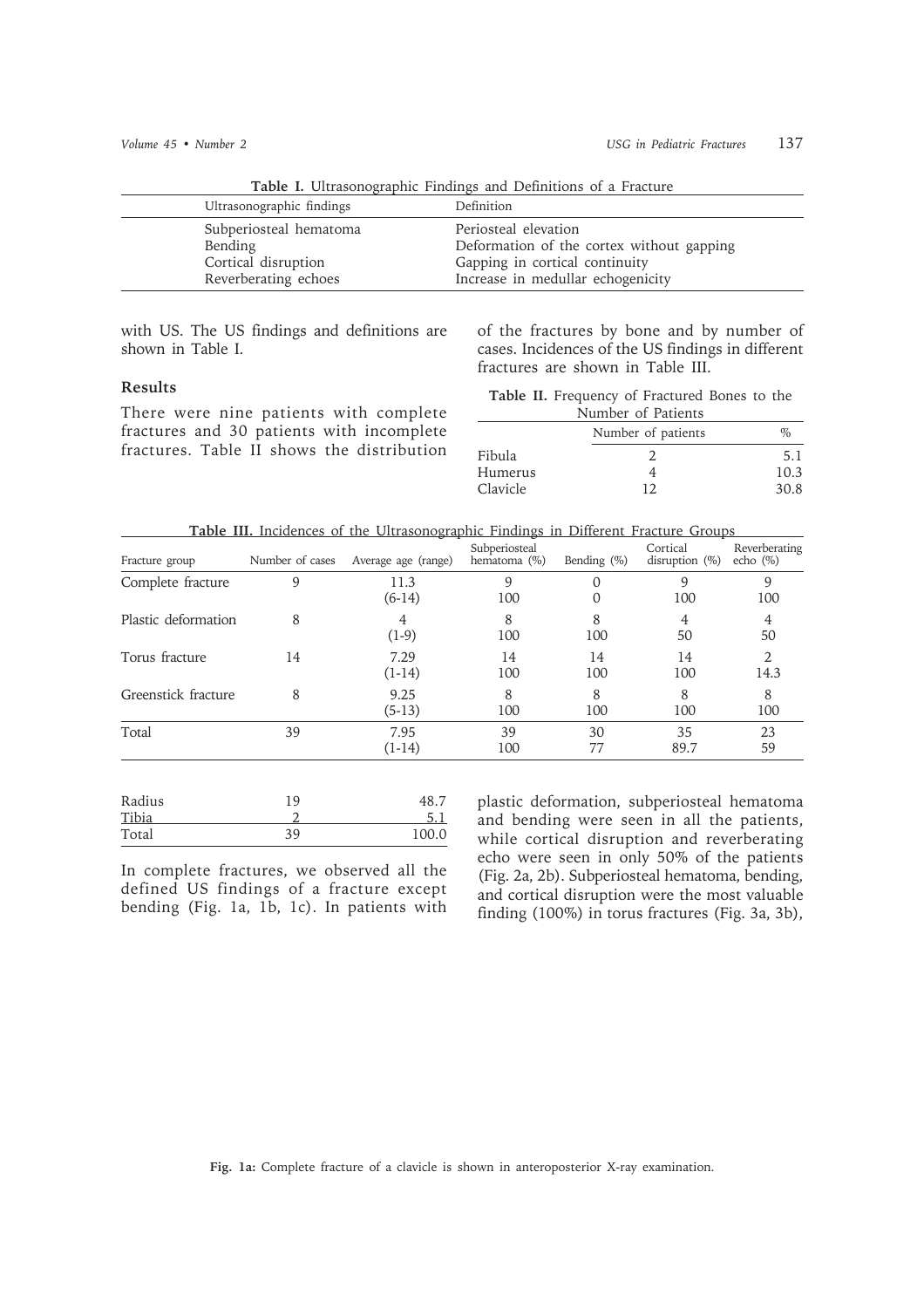**Table I.** Ultrasonographic Findings and Definitions of a Fracture

| Ultrasonographic findings | Definition |
|---|---|
| Subperiosteal hematoma | Periosteal elevation |
| Bending | Deformation of the cortex without gapping |
| Cortical disruption | Gapping in cortical continuity |
| Reverberating echoes | Increase in medullar echogenicity |

with US. The US findings and definitions are shown in Table I.

## Results

There were nine patients with complete fractures and 30 patients with incomplete fractures. Table II shows the distribution of the fractures by bone and by number of cases. Incidences of the US findings in different fractures are shown in Table III.

**Table II.** Frequency of Fractured Bones to the Number of Patients

| | Number of patients | % |
|---|---|---|
| Fibula | 2 | 5.1 |
| Humerus | 4 | 10.3 |
| Clavicle | 12 | 30.8 |
| Radius | 19 | 48.7 |
| Tibia | 2 | 5.1 |
| Total | 39 | 100.0 |

**Table III.** Incidences of the Ultrasonographic Findings in Different Fracture Groups

| Fracture group | Number of cases | Average age (range) | Subperiosteal hematoma (%) | Bending (%) | Cortical disruption (%) | Reverberating echo (%) |
|---|---|---|---|---|---|---|
| Complete fracture | 9 | 11.3 (6-14) | 9<br>100 | 0<br>0 | 9<br>100 | 9<br>100 |
| Plastic deformation | 8 | 4 (1-9) | 8<br>100 | 8<br>100 | 4<br>50 | 4<br>50 |
| Torus fracture | 14 | 7.29 (1-14) | 14<br>100 | 14<br>100 | 14<br>100 | 2<br>14.3 |
| Greenstick fracture | 8 | 9.25 (5-13) | 8<br>100 | 8<br>100 | 8<br>100 | 8<br>100 |
| Total | 39 | 7.95 (1-14) | 39<br>100 | 30<br>77 | 35<br>89.7 | 23<br>59 |

In complete fractures, we observed all the defined US findings of a fracture except bending (Fig. 1a, 1b, 1c). In patients with plastic deformation, subperiosteal hematoma and bending were seen in all the patients, while cortical disruption and reverberating echo were seen in only 50% of the patients (Fig. 2a, 2b). Subperiosteal hematoma, bending, and cortical disruption were the most valuable finding (100%) in torus fractures (Fig. 3a, 3b),

**Fig. 1a:** Complete fracture of a clavicle is shown in anteroposterior X-ray examination.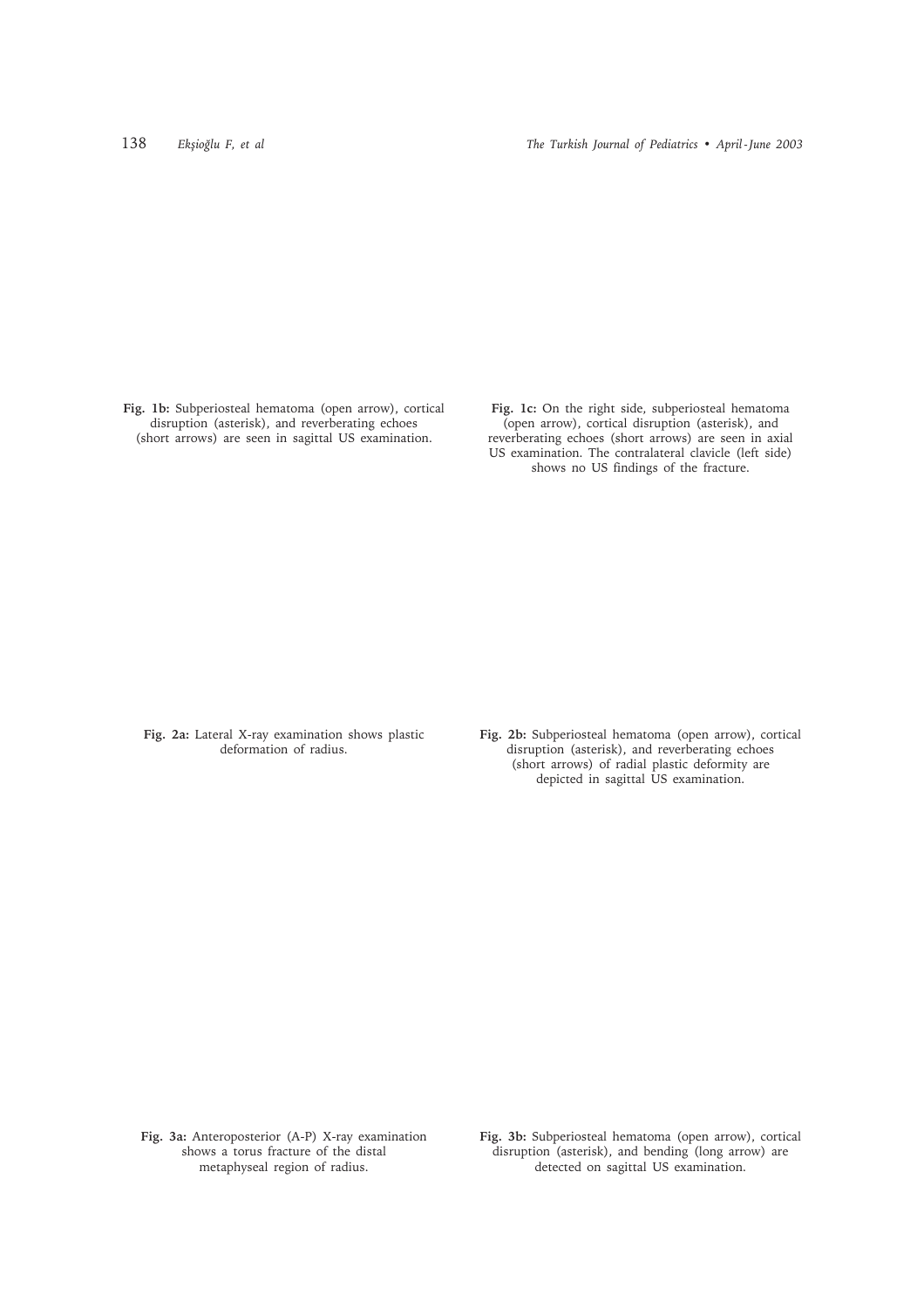**Fig. 1b:** Subperiosteal hematoma (open arrow), cortical disruption (asterisk), and reverberating echoes (short arrows) are seen in sagittal US examination.

**Fig. 1c:** On the right side, subperiosteal hematoma (open arrow), cortical disruption (asterisk), and reverberating echoes (short arrows) are seen in axial US examination. The contralateral clavicle (left side) shows no US findings of the fracture.

**Fig. 2a:** Lateral X-ray examination shows plastic deformation of radius.

**Fig. 2b:** Subperiosteal hematoma (open arrow), cortical disruption (asterisk), and reverberating echoes (short arrows) of radial plastic deformity are depicted in sagittal US examination.

**Fig. 3a:** Anteroposterior (A-P) X-ray examination shows a torus fracture of the distal metaphyseal region of radius.

**Fig. 3b:** Subperiosteal hematoma (open arrow), cortical disruption (asterisk), and bending (long arrow) are detected on sagittal US examination.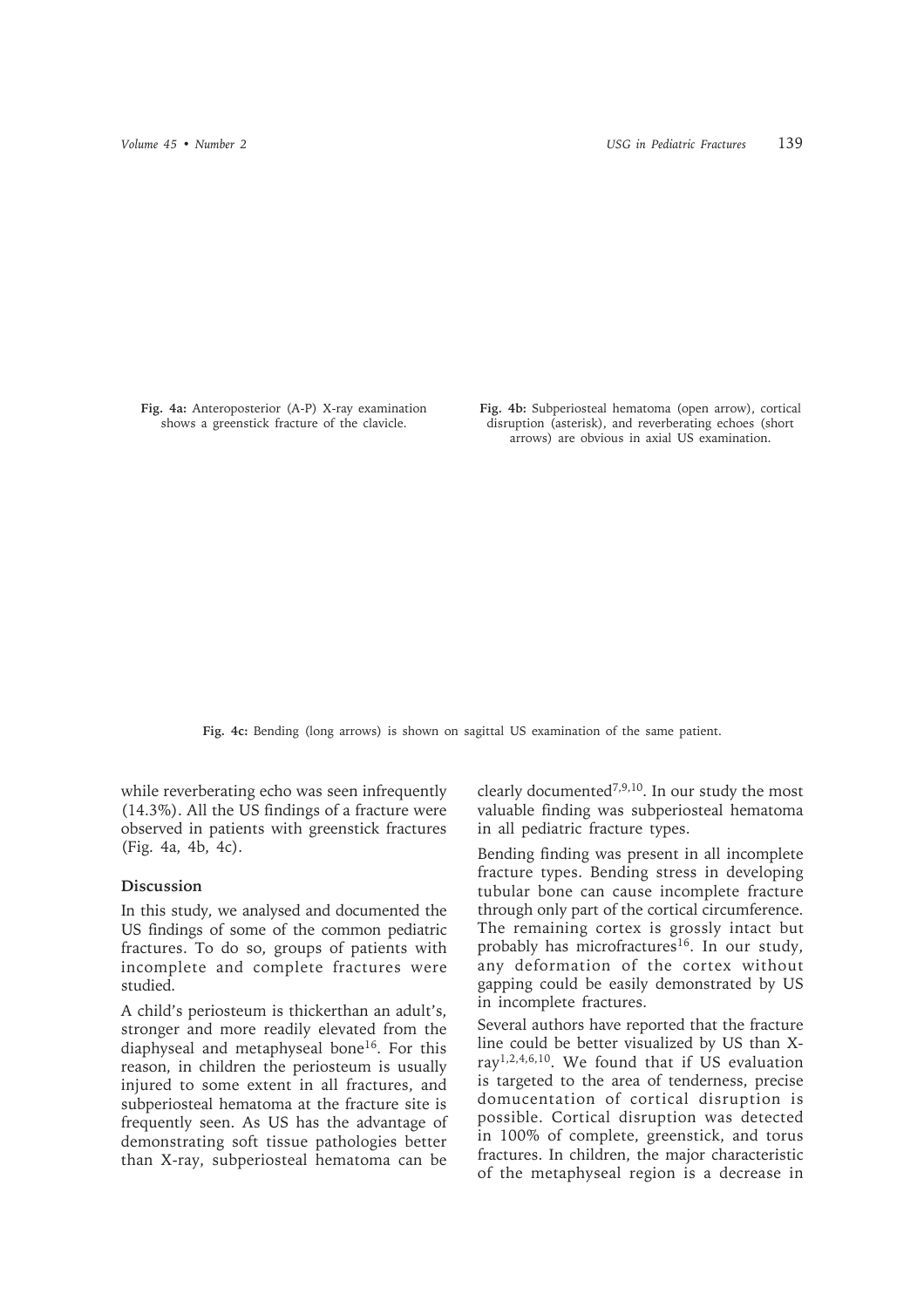**Fig. 4a:** Anteroposterior (A-P) X-ray examination shows a greenstick fracture of the clavicle.

**Fig. 4b:** Subperiosteal hematoma (open arrow), cortical disruption (asterisk), and reverberating echoes (short arrows) are obvious in axial US examination.

**Fig. 4c:** Bending (long arrows) is shown on sagittal US examination of the same patient.

while reverberating echo was seen infrequently (14.3%). All the US findings of a fracture were observed in patients with greenstick fractures (Fig. 4a, 4b, 4c).

## Discussion

In this study, we analysed and documented the US findings of some of the common pediatric fractures. To do so, groups of patients with incomplete and complete fractures were studied.

A child's periosteum is thickerthan an adult's, stronger and more readily elevated from the diaphyseal and metaphyseal bone[16]. For this reason, in children the periosteum is usually injured to some extent in all fractures, and subperiosteal hematoma at the fracture site is frequently seen. As US has the advantage of demonstrating soft tissue pathologies better than X-ray, subperiosteal hematoma can be clearly documented[7,9,10]. In our study the most valuable finding was subperiosteal hematoma in all pediatric fracture types.

Bending finding was present in all incomplete fracture types. Bending stress in developing tubular bone can cause incomplete fracture through only part of the cortical circumference. The remaining cortex is grossly intact but probably has microfractures[16]. In our study, any deformation of the cortex without gapping could be easily demonstrated by US in incomplete fractures.

Several authors have reported that the fracture line could be better visualized by US than X-ray[1,2,4,6,10]. We found that if US evaluation is targeted to the area of tenderness, precise domucentation of cortical disruption is possible. Cortical disruption was detected in 100% of complete, greenstick, and torus fractures. In children, the major characteristic of the metaphyseal region is a decrease in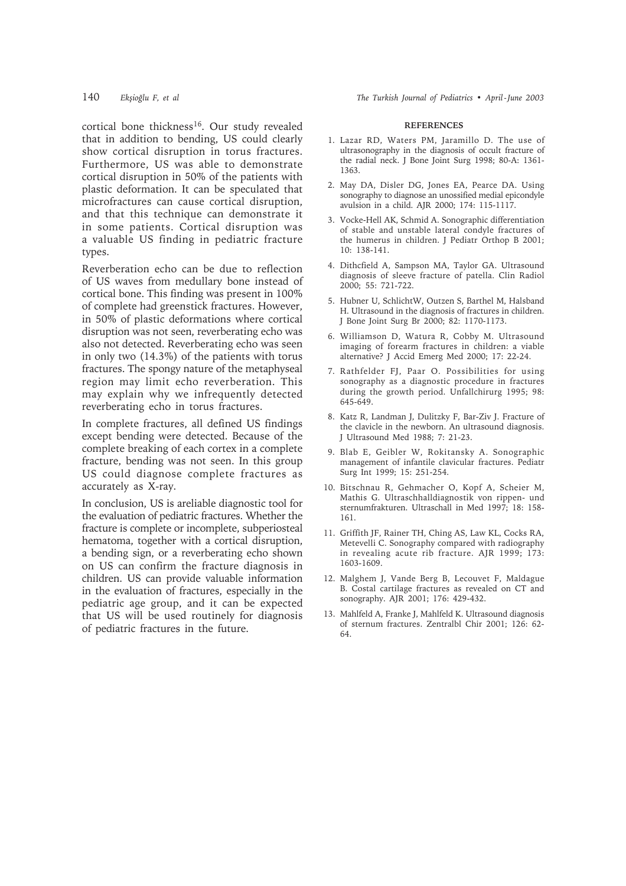cortical bone thickness[16]. Our study revealed that in addition to bending, US could clearly show cortical disruption in torus fractures. Furthermore, US was able to demonstrate cortical disruption in 50% of the patients with plastic deformation. It can be speculated that microfractures can cause cortical disruption, and that this technique can demonstrate it in some patients. Cortical disruption was a valuable US finding in pediatric fracture types.

Reverberation echo can be due to reflection of US waves from medullary bone instead of cortical bone. This finding was present in 100% of complete had greenstick fractures. However, in 50% of plastic deformations where cortical disruption was not seen, reverberating echo was also not detected. Reverberating echo was seen in only two (14.3%) of the patients with torus fractures. The spongy nature of the metaphyseal region may limit echo reverberation. This may explain why we infrequently detected reverberating echo in torus fractures.

In complete fractures, all defined US findings except bending were detected. Because of the complete breaking of each cortex in a complete fracture, bending was not seen. In this group US could diagnose complete fractures as accurately as X-ray.

In conclusion, US is areliable diagnostic tool for the evaluation of pediatric fractures. Whether the fracture is complete or incomplete, subperiosteal hematoma, together with a cortical disruption, a bending sign, or a reverberating echo shown on US can confirm the fracture diagnosis in children. US can provide valuable information in the evaluation of fractures, especially in the pediatric age group, and it can be expected that US will be used routinely for diagnosis of pediatric fractures in the future.

## REFERENCES

1. Lazar RD, Waters PM, Jaramillo D. The use of ultrasonography in the diagnosis of occult fracture of the radial neck. J Bone Joint Surg 1998; 80-A: 1361-1363.
2. May DA, Disler DG, Jones EA, Pearce DA. Using sonography to diagnose an unossified medial epicondyle avulsion in a child. AJR 2000; 174: 115-1117.
3. Vocke-Hell AK, Schmid A. Sonographic differentiation of stable and unstable lateral condyle fractures of the humerus in children. J Pediatr Orthop B 2001; 10: 138-141.
4. Dithcfield A, Sampson MA, Taylor GA. Ultrasound diagnosis of sleeve fracture of patella. Clin Radiol 2000; 55: 721-722.
5. Hubner U, SchlichtW, Outzen S, Barthel M, Halsband H. Ultrasound in the diagnosis of fractures in children. J Bone Joint Surg Br 2000; 82: 1170-1173.
6. Williamson D, Watura R, Cobby M. Ultrasound imaging of forearm fractures in children: a viable alternative? J Accid Emerg Med 2000; 17: 22-24.
7. Rathfelder FJ, Paar O. Possibilities for using sonography as a diagnostic procedure in fractures during the growth period. Unfallchirurg 1995; 98: 645-649.
8. Katz R, Landman J, Dulitzky F, Bar-Ziv J. Fracture of the clavicle in the newborn. An ultrasound diagnosis. J Ultrasound Med 1988; 7: 21-23.
9. Blab E, Geibler W, Rokitansky A. Sonographic management of infantile clavicular fractures. Pediatr Surg Int 1999; 15: 251-254.
10. Bitschnau R, Gehmacher O, Kopf A, Scheier M, Mathis G. Ultraschhalldiagnostik von rippen- und sternumfrakturen. Ultraschall in Med 1997; 18: 158-161.
11. Griffith JF, Rainer TH, Ching AS, Law KL, Cocks RA, Metevelli C. Sonography compared with radiography in revealing acute rib fracture. AJR 1999; 173: 1603-1609.
12. Malghem J, Vande Berg B, Lecouvet F, Maldague B. Costal cartilage fractures as revealed on CT and sonography. AJR 2001; 176: 429-432.
13. Mahlfeld A, Franke J, Mahlfeld K. Ultrasound diagnosis of sternum fractures. Zentralbl Chir 2001; 126: 62-64.